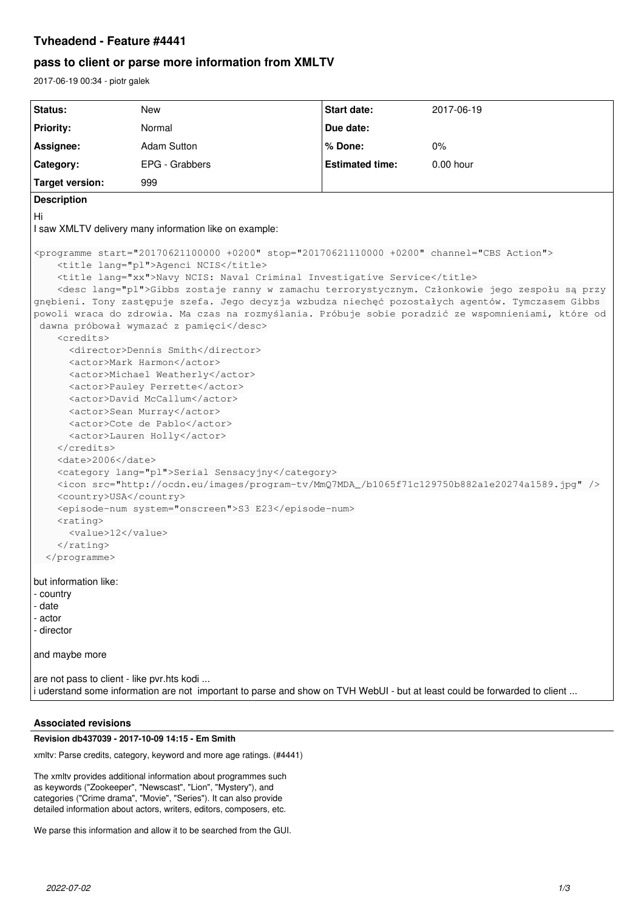# Tvheadend - Feature #4441

## pass to client or parse more information from XMLTV

2017-06-19 00:34 - piotr galek

| Status: | New | Start date: | 2017-06-19 |
|---|---|---|---|
| Priority: | Normal | Due date: | |
| Assignee: | Adam Sutton | % Done: | 0% |
| Category: | EPG - Grabbers | Estimated time: | 0.00 hour |
| Target version: | 999 | | |

**Description**

Hi
I saw XMLTV delivery many information like on example:

```
<programme start="20170621100000 +0200" stop="20170621110000 +0200" channel="CBS Action">
    <title lang="pl">Agenci NCIS</title>
    <title lang="xx">Navy NCIS: Naval Criminal Investigative Service</title>
    <desc lang="pl">Gibbs zostaje ranny w zamachu terrorystycznym. Członkowie jego zespołu są przygnębieni. Tony zastępuje szefa. Jego decyzja wzbudza niechęć pozostałych agentów. Tymczasem Gibbs powoli wraca do zdrowia. Ma czas na rozmyślania. Próbuje sobie poradzić ze wspomnieniami, które od dawna próbował wymazać z pamięci</desc>
    <credits>
      <director>Dennis Smith</director>
      <actor>Mark Harmon</actor>
      <actor>Michael Weatherly</actor>
      <actor>Pauley Perrette</actor>
      <actor>David McCallum</actor>
      <actor>Sean Murray</actor>
      <actor>Cote de Pablo</actor>
      <actor>Lauren Holly</actor>
    </credits>
    <date>2006</date>
    <category lang="pl">Serial Sensacyjny</category>
    <icon src="http://ocdn.eu/images/program-tv/MmQ7MDA_/b1065f71c129750b882a1e20274a1589.jpg" />
    <country>USA</country>
    <episode-num system="onscreen">S3 E23</episode-num>
    <rating>
      <value>12</value>
    </rating>
  </programme>
```

but information like:
- country
- date
- actor
- director

and maybe more

are not pass to client - like pvr.hts kodi ...
i uderstand some information are not important to parse and show on TVH WebUI - but at least could be forwarded to client ...

### Associated revisions

**Revision db437039 - 2017-10-09 14:15 - Em Smith**

xmltv: Parse credits, category, keyword and more age ratings. (#4441)

The xmltv provides additional information about programmes such as keywords ("Zookeeper", "Newscast", "Lion", "Mystery"), and categories ("Crime drama", "Movie", "Series"). It can also provide detailed information about actors, writers, editors, composers, etc.

We parse this information and allow it to be searched from the GUI.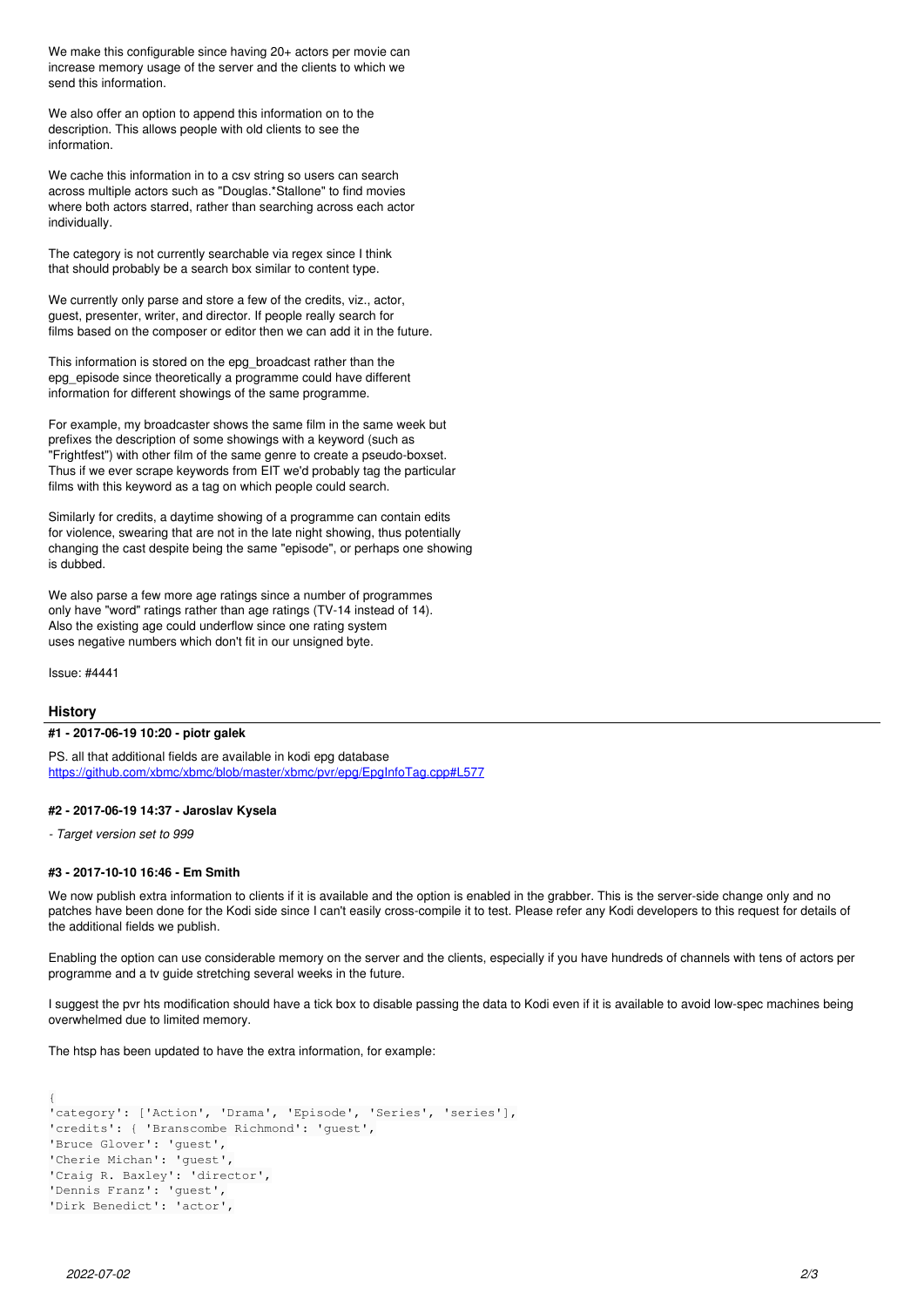We make this configurable since having 20+ actors per movie can increase memory usage of the server and the clients to which we send this information.

We also offer an option to append this information on to the description. This allows people with old clients to see the information.

We cache this information in to a csv string so users can search across multiple actors such as "Douglas.*Stallone" to find movies where both actors starred, rather than searching across each actor individually.

The category is not currently searchable via regex since I think that should probably be a search box similar to content type.

We currently only parse and store a few of the credits, viz., actor, guest, presenter, writer, and director. If people really search for films based on the composer or editor then we can add it in the future.

This information is stored on the epg_broadcast rather than the epg_episode since theoretically a programme could have different information for different showings of the same programme.

For example, my broadcaster shows the same film in the same week but prefixes the description of some showings with a keyword (such as "Frightfest") with other film of the same genre to create a pseudo-boxset. Thus if we ever scrape keywords from EIT we'd probably tag the particular films with this keyword as a tag on which people could search.

Similarly for credits, a daytime showing of a programme can contain edits for violence, swearing that are not in the late night showing, thus potentially changing the cast despite being the same "episode", or perhaps one showing is dubbed.

We also parse a few more age ratings since a number of programmes only have "word" ratings rather than age ratings (TV-14 instead of 14). Also the existing age could underflow since one rating system uses negative numbers which don't fit in our unsigned byte.

Issue: #4441

## History

### #1 - 2017-06-19 10:20 - piotr galek

PS. all that additional fields are available in kodi epg database
https://github.com/xbmc/xbmc/blob/master/xbmc/pvr/epg/EpgInfoTag.cpp#L577

### #2 - 2017-06-19 14:37 - Jaroslav Kysela

- *Target version set to 999*

### #3 - 2017-10-10 16:46 - Em Smith

We now publish extra information to clients if it is available and the option is enabled in the grabber. This is the server-side change only and no patches have been done for the Kodi side since I can't easily cross-compile it to test. Please refer any Kodi developers to this request for details of the additional fields we publish.

Enabling the option can use considerable memory on the server and the clients, especially if you have hundreds of channels with tens of actors per programme and a tv guide stretching several weeks in the future.

I suggest the pvr hts modification should have a tick box to disable passing the data to Kodi even if it is available to avoid low-spec machines being overwhelmed due to limited memory.

The htsp has been updated to have the extra information, for example:

```
{
'category': ['Action', 'Drama', 'Episode', 'Series', 'series'],
'credits': { 'Branscombe Richmond': 'guest',
'Bruce Glover': 'guest',
'Cherie Michan': 'guest',
'Craig R. Baxley': 'director',
'Dennis Franz': 'guest',
'Dirk Benedict': 'actor',
```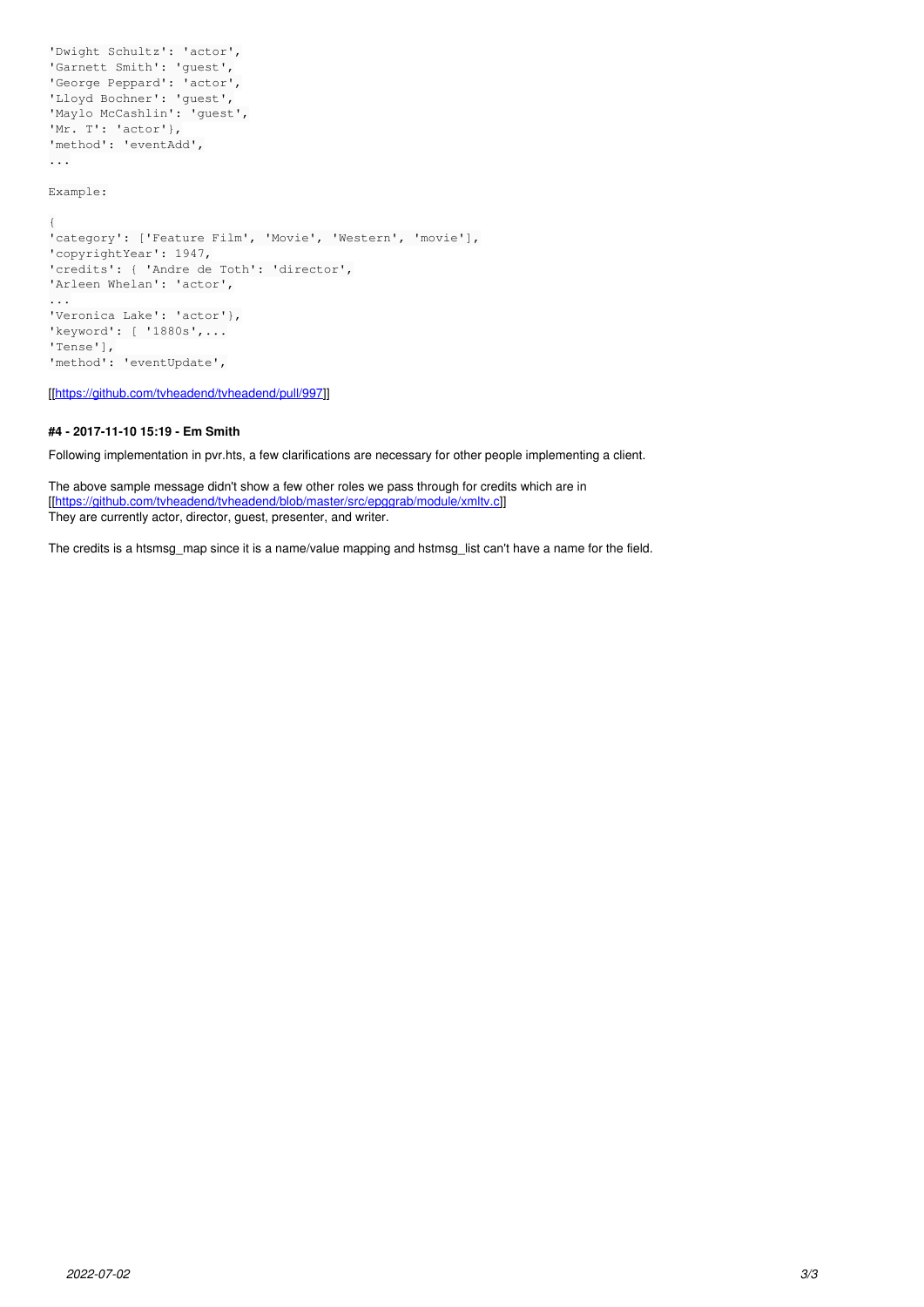```
'Dwight Schultz': 'actor',
'Garnett Smith': 'guest',
'George Peppard': 'actor',
'Lloyd Bochner': 'guest',
'Maylo McCashlin': 'guest',
'Mr. T': 'actor'},
'method': 'eventAdd',
...

Example:

{
'category': ['Feature Film', 'Movie', 'Western', 'movie'],
'copyrightYear': 1947,
'credits': { 'Andre de Toth': 'director',
'Arleen Whelan': 'actor',
...
'Veronica Lake': 'actor'},
'keyword': [ '1880s',...
'Tense'],
'method': 'eventUpdate',
```

[[https://github.com/tvheadend/tvheadend/pull/997]]

#### #4 - 2017-11-10 15:19 - Em Smith

Following implementation in pvr.hts, a few clarifications are necessary for other people implementing a client.

The above sample message didn't show a few other roles we pass through for credits which are in
[[https://github.com/tvheadend/tvheadend/blob/master/src/epggrab/module/xmltv.c]]
They are currently actor, director, guest, presenter, and writer.

The credits is a htsmsg_map since it is a name/value mapping and hstmsg_list can't have a name for the field.